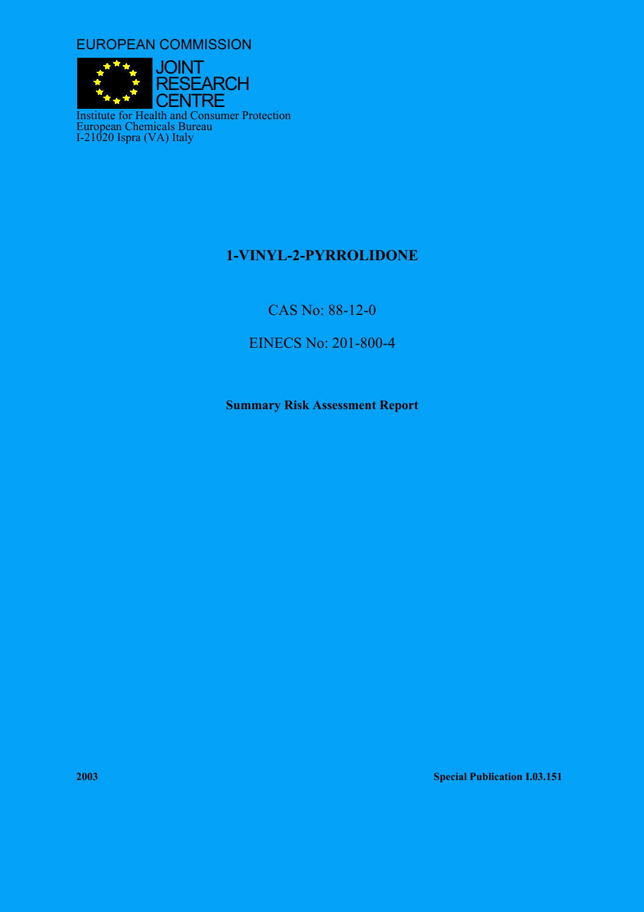EUROPEAN COMMISSION

JOINT RESEARCH CENTRE

Institute for Health and Consumer Protection
European Chemicals Bureau
I-21020 Ispra (VA) Italy

# 1-VINYL-2-PYRROLIDONE

CAS No: 88-12-0

EINECS No: 201-800-4

**Summary Risk Assessment Report**

**2003**

**Special Publication I.03.151**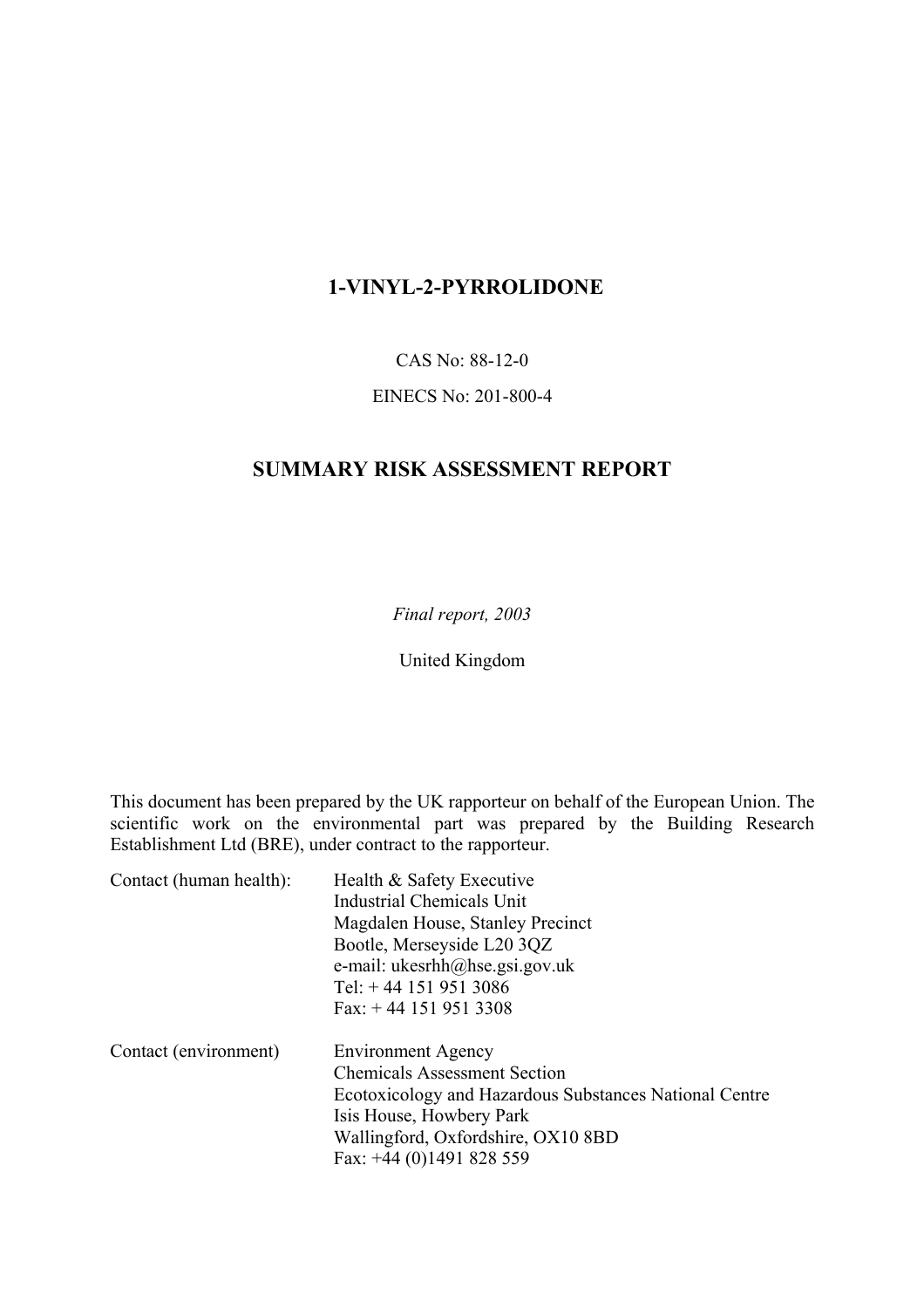# 1-VINYL-2-PYRROLIDONE

CAS No: 88-12-0

EINECS No: 201-800-4

## SUMMARY RISK ASSESSMENT REPORT

*Final report, 2003*

United Kingdom

This document has been prepared by the UK rapporteur on behalf of the European Union. The scientific work on the environmental part was prepared by the Building Research Establishment Ltd (BRE), under contract to the rapporteur.

Contact (human health): Health & Safety Executive
Industrial Chemicals Unit
Magdalen House, Stanley Precinct
Bootle, Merseyside L20 3QZ
e-mail: ukesrhh@hse.gsi.gov.uk
Tel: + 44 151 951 3086
Fax: + 44 151 951 3308

Contact (environment) Environment Agency
Chemicals Assessment Section
Ecotoxicology and Hazardous Substances National Centre
Isis House, Howbery Park
Wallingford, Oxfordshire, OX10 8BD
Fax: +44 (0)1491 828 559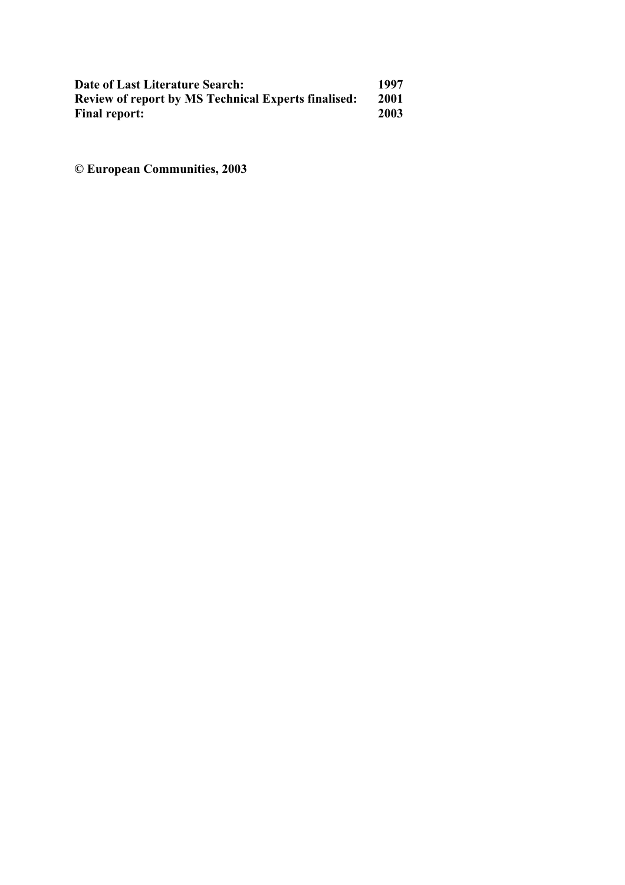| | |
|---|---|
| **Date of Last Literature Search:** | **1997** |
| **Review of report by MS Technical Experts finalised:** | **2001** |
| **Final report:** | **2003** |

**© European Communities, 2003**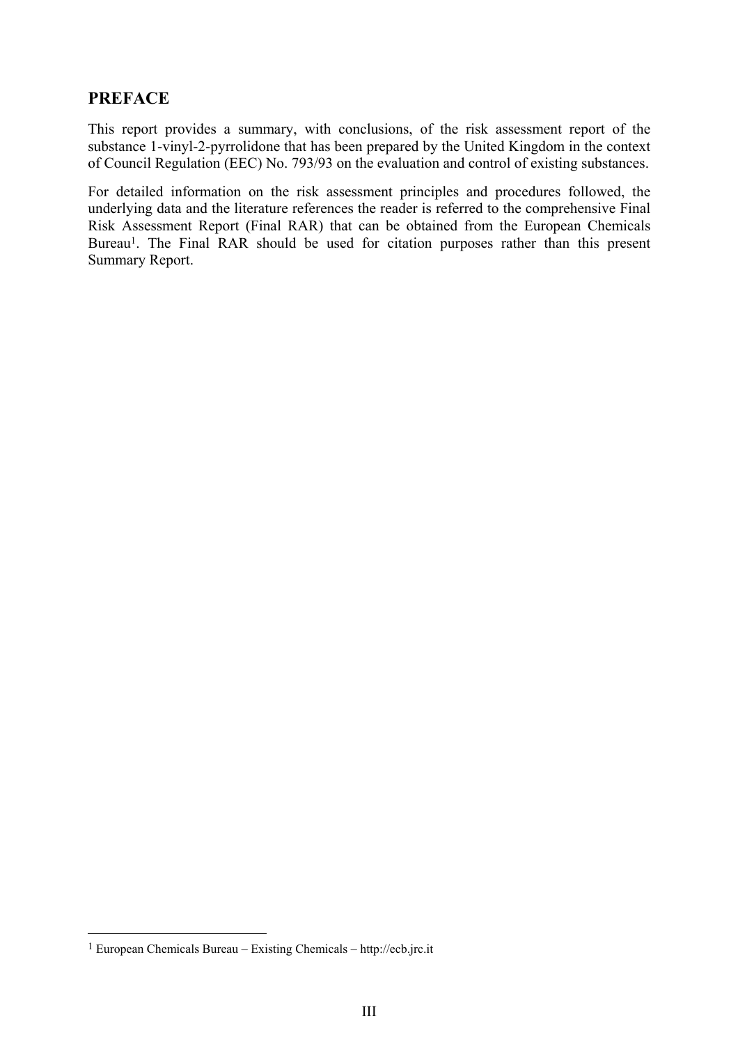## PREFACE

This report provides a summary, with conclusions, of the risk assessment report of the substance 1-vinyl-2-pyrrolidone that has been prepared by the United Kingdom in the context of Council Regulation (EEC) No. 793/93 on the evaluation and control of existing substances.

For detailed information on the risk assessment principles and procedures followed, the underlying data and the literature references the reader is referred to the comprehensive Final Risk Assessment Report (Final RAR) that can be obtained from the European Chemicals Bureau[1]. The Final RAR should be used for citation purposes rather than this present Summary Report.

---

[1] European Chemicals Bureau – Existing Chemicals – http://ecb.jrc.it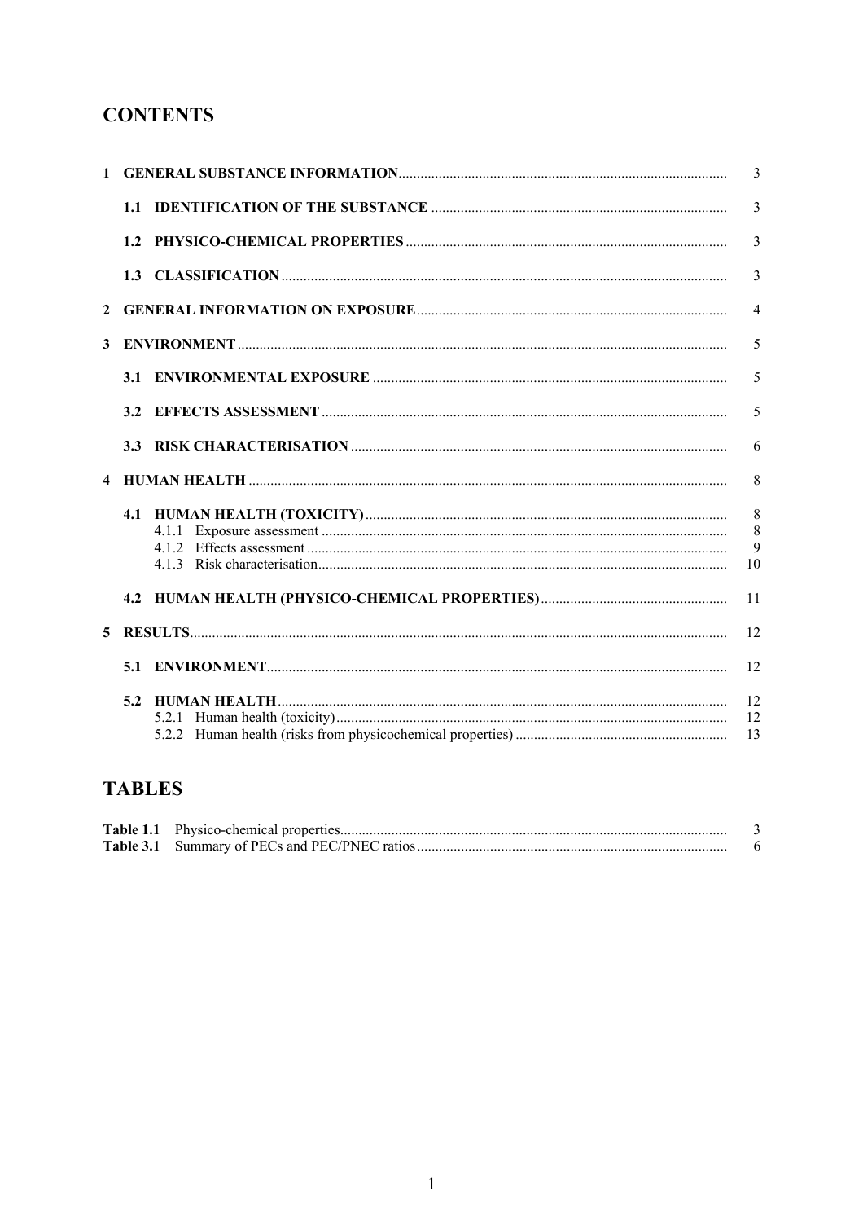# CONTENTS

1 GENERAL SUBSTANCE INFORMATION ..... 3

- 1.1 IDENTIFICATION OF THE SUBSTANCE ..... 3
- 1.2 PHYSICO-CHEMICAL PROPERTIES ..... 3
- 1.3 CLASSIFICATION ..... 3

2 GENERAL INFORMATION ON EXPOSURE ..... 4

3 ENVIRONMENT ..... 5

- 3.1 ENVIRONMENTAL EXPOSURE ..... 5
- 3.2 EFFECTS ASSESSMENT ..... 5
- 3.3 RISK CHARACTERISATION ..... 6

4 HUMAN HEALTH ..... 8

- 4.1 HUMAN HEALTH (TOXICITY) ..... 8
  - 4.1.1 Exposure assessment ..... 8
  - 4.1.2 Effects assessment ..... 9
  - 4.1.3 Risk characterisation ..... 10
- 4.2 HUMAN HEALTH (PHYSICO-CHEMICAL PROPERTIES) ..... 11

5 RESULTS ..... 12

- 5.1 ENVIRONMENT ..... 12
- 5.2 HUMAN HEALTH ..... 12
  - 5.2.1 Human health (toxicity) ..... 12
  - 5.2.2 Human health (risks from physicochemical properties) ..... 13

# TABLES

**Table 1.1** Physico-chemical properties ..... 3

**Table 3.1** Summary of PECs and PEC/PNEC ratios ..... 6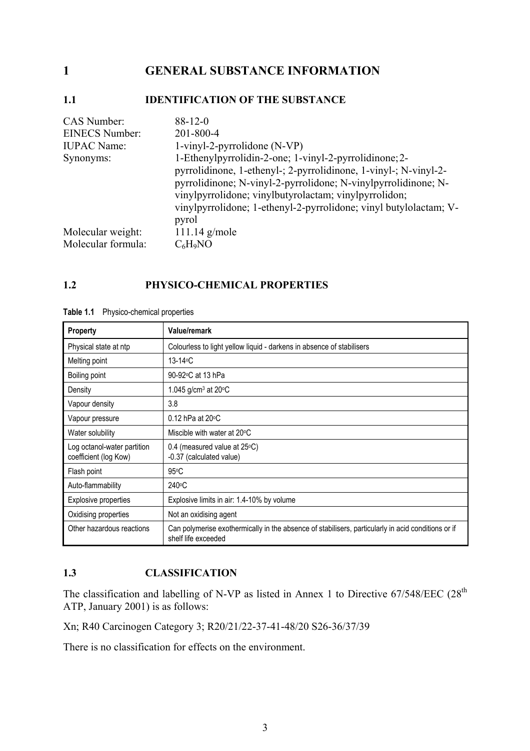# 1 GENERAL SUBSTANCE INFORMATION

## 1.1 IDENTIFICATION OF THE SUBSTANCE

CAS Number: 88-12-0
EINECS Number: 201-800-4
IUPAC Name: 1-vinyl-2-pyrrolidone (N-VP)
Synonyms: 1-Ethenylpyrrolidin-2-one; 1-vinyl-2-pyrrolidinone; 2-pyrrolidinone, 1-ethenyl-; 2-pyrrolidinone, 1-vinyl-; N-vinyl-2-pyrrolidinone; N-vinyl-2-pyrrolidone; N-vinylpyrrolidinone; N-vinylpyrrolidone; vinylbutyrolactam; vinylpyrrolidon; vinylpyrrolidone; 1-ethenyl-2-pyrrolidone; vinyl butylolactam; V-pyrol
Molecular weight: 111.14 g/mole
Molecular formula: $C_6H_9NO$

## 1.2 PHYSICO-CHEMICAL PROPERTIES

**Table 1.1** Physico-chemical properties

| Property | Value/remark |
|---|---|
| Physical state at ntp | Colourless to light yellow liquid - darkens in absence of stabilisers |
| Melting point | 13-14°C |
| Boiling point | 90-92°C at 13 hPa |
| Density | 1.045 g/cm$^3$ at 20°C |
| Vapour density | 3.8 |
| Vapour pressure | 0.12 hPa at 20°C |
| Water solubility | Miscible with water at 20°C |
| Log octanol-water partition coefficient (log Kow) | 0.4 (measured value at 25°C)<br>-0.37 (calculated value) |
| Flash point | 95°C |
| Auto-flammability | 240°C |
| Explosive properties | Explosive limits in air: 1.4-10% by volume |
| Oxidising properties | Not an oxidising agent |
| Other hazardous reactions | Can polymerise exothermically in the absence of stabilisers, particularly in acid conditions or if shelf life exceeded |

## 1.3 CLASSIFICATION

The classification and labelling of N-VP as listed in Annex 1 to Directive 67/548/EEC (28$^{th}$ ATP, January 2001) is as follows:

Xn; R40 Carcinogen Category 3; R20/21/22-37-41-48/20 S26-36/37/39

There is no classification for effects on the environment.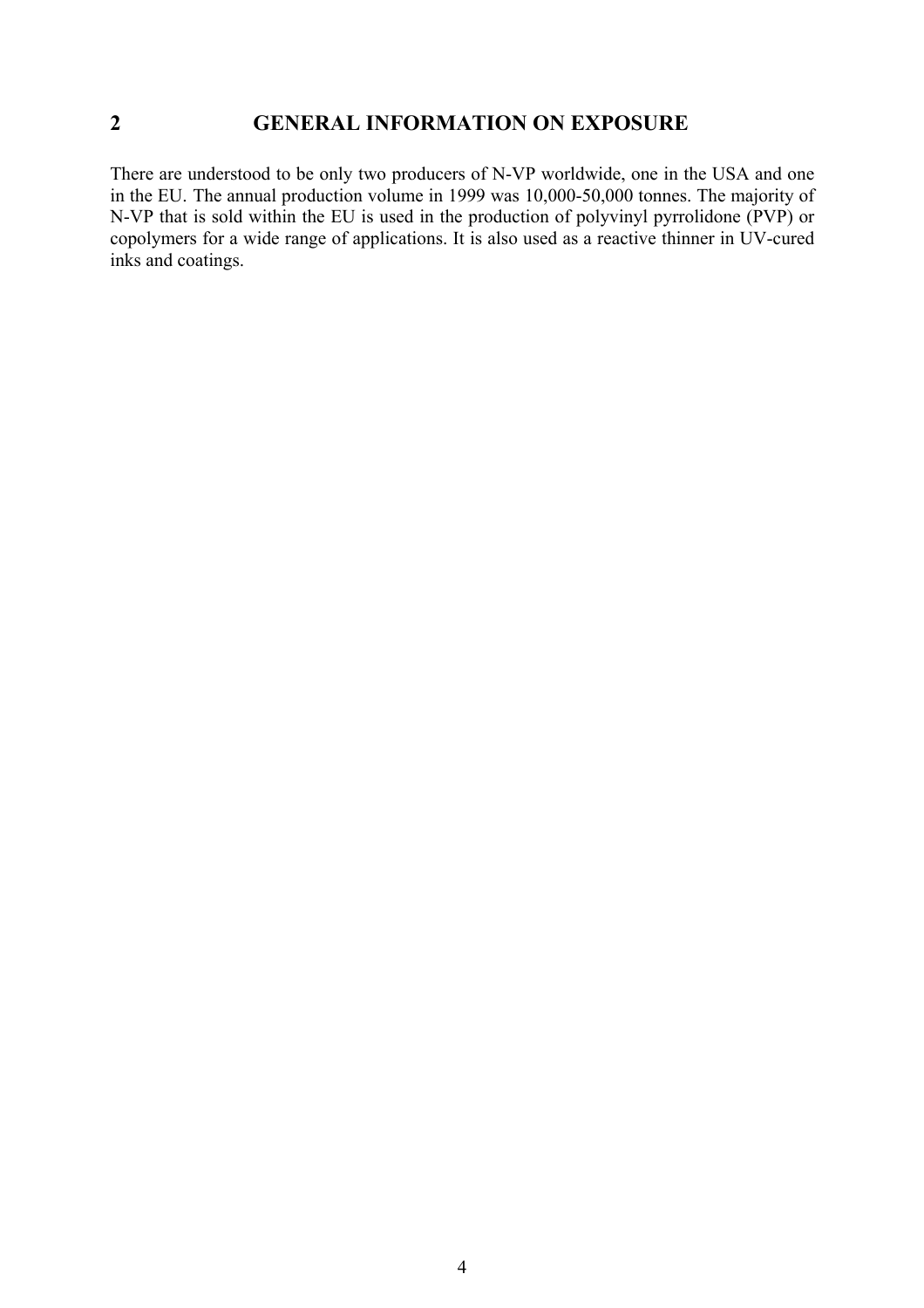## 2 GENERAL INFORMATION ON EXPOSURE

There are understood to be only two producers of N-VP worldwide, one in the USA and one in the EU. The annual production volume in 1999 was 10,000-50,000 tonnes. The majority of N-VP that is sold within the EU is used in the production of polyvinyl pyrrolidone (PVP) or copolymers for a wide range of applications. It is also used as a reactive thinner in UV-cured inks and coatings.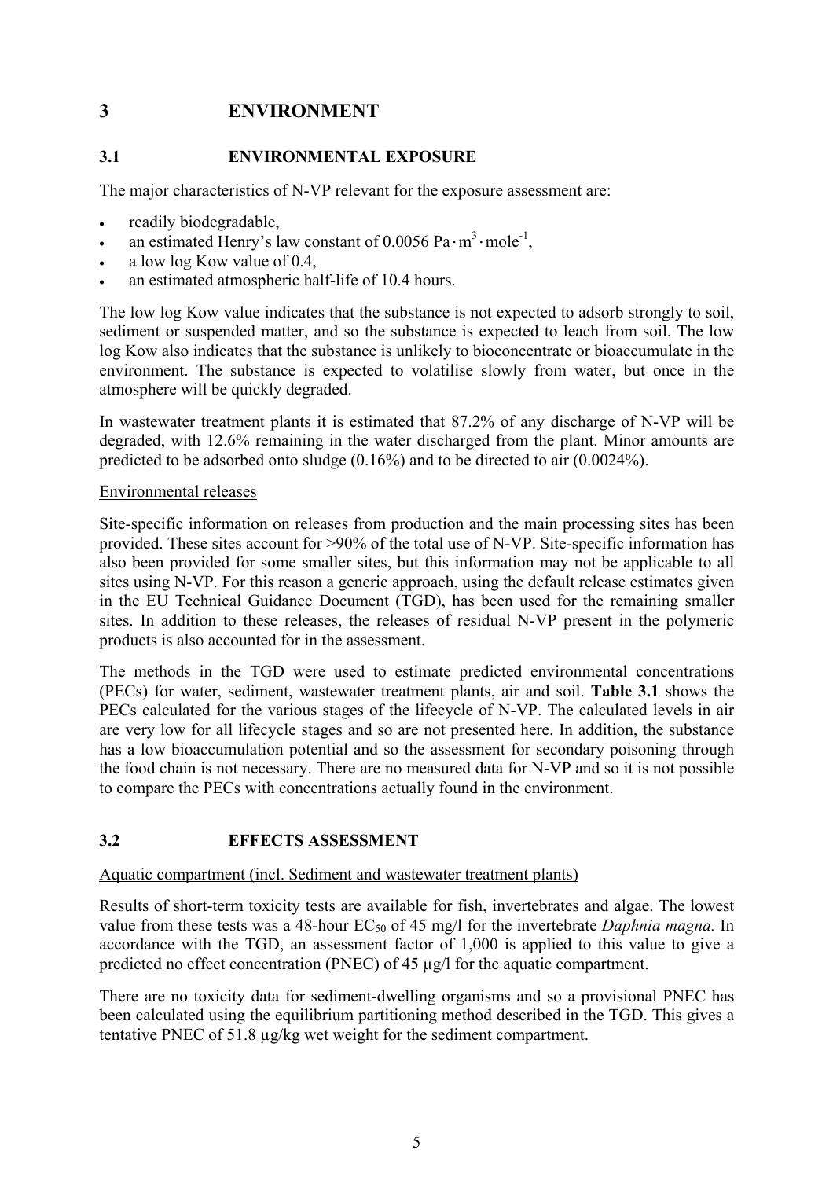# 3 ENVIRONMENT

## 3.1 ENVIRONMENTAL EXPOSURE

The major characteristics of N-VP relevant for the exposure assessment are:

- readily biodegradable,
- an estimated Henry's law constant of $0.0056 \text{ Pa} \cdot \text{m}^3 \cdot \text{mole}^{-1}$,
- a low log Kow value of 0.4,
- an estimated atmospheric half-life of 10.4 hours.

The low log Kow value indicates that the substance is not expected to adsorb strongly to soil, sediment or suspended matter, and so the substance is expected to leach from soil. The low log Kow also indicates that the substance is unlikely to bioconcentrate or bioaccumulate in the environment. The substance is expected to volatilise slowly from water, but once in the atmosphere will be quickly degraded.

In wastewater treatment plants it is estimated that 87.2% of any discharge of N-VP will be degraded, with 12.6% remaining in the water discharged from the plant. Minor amounts are predicted to be adsorbed onto sludge (0.16%) and to be directed to air (0.0024%).

Environmental releases

Site-specific information on releases from production and the main processing sites has been provided. These sites account for >90% of the total use of N-VP. Site-specific information has also been provided for some smaller sites, but this information may not be applicable to all sites using N-VP. For this reason a generic approach, using the default release estimates given in the EU Technical Guidance Document (TGD), has been used for the remaining smaller sites. In addition to these releases, the releases of residual N-VP present in the polymeric products is also accounted for in the assessment.

The methods in the TGD were used to estimate predicted environmental concentrations (PECs) for water, sediment, wastewater treatment plants, air and soil. **Table 3.1** shows the PECs calculated for the various stages of the lifecycle of N-VP. The calculated levels in air are very low for all lifecycle stages and so are not presented here. In addition, the substance has a low bioaccumulation potential and so the assessment for secondary poisoning through the food chain is not necessary. There are no measured data for N-VP and so it is not possible to compare the PECs with concentrations actually found in the environment.

## 3.2 EFFECTS ASSESSMENT

Aquatic compartment (incl. Sediment and wastewater treatment plants)

Results of short-term toxicity tests are available for fish, invertebrates and algae. The lowest value from these tests was a 48-hour $EC_{50}$ of 45 mg/l for the invertebrate *Daphnia magna.* In accordance with the TGD, an assessment factor of 1,000 is applied to this value to give a predicted no effect concentration (PNEC) of 45 µg/l for the aquatic compartment.

There are no toxicity data for sediment-dwelling organisms and so a provisional PNEC has been calculated using the equilibrium partitioning method described in the TGD. This gives a tentative PNEC of 51.8 µg/kg wet weight for the sediment compartment.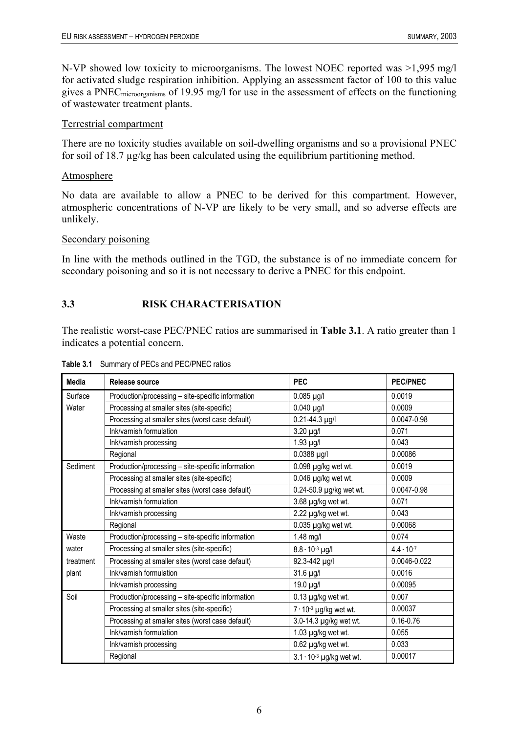N-VP showed low toxicity to microorganisms. The lowest NOEC reported was >1,995 mg/l for activated sludge respiration inhibition. Applying an assessment factor of 100 to this value gives a $PNEC_{microorganisms}$ of 19.95 mg/l for use in the assessment of effects on the functioning of wastewater treatment plants.

Terrestrial compartment

There are no toxicity studies available on soil-dwelling organisms and so a provisional PNEC for soil of 18.7 µg/kg has been calculated using the equilibrium partitioning method.

Atmosphere

No data are available to allow a PNEC to be derived for this compartment. However, atmospheric concentrations of N-VP are likely to be very small, and so adverse effects are unlikely.

Secondary poisoning

In line with the methods outlined in the TGD, the substance is of no immediate concern for secondary poisoning and so it is not necessary to derive a PNEC for this endpoint.

## 3.3 RISK CHARACTERISATION

The realistic worst-case PEC/PNEC ratios are summarised in **Table 3.1**. A ratio greater than 1 indicates a potential concern.

**Table 3.1** Summary of PECs and PEC/PNEC ratios

| Media | Release source | PEC | PEC/PNEC |
|---|---|---|---|
| Surface Water | Production/processing – site-specific information | 0.085 µg/l | 0.0019 |
| | Processing at smaller sites (site-specific) | 0.040 µg/l | 0.0009 |
| | Processing at smaller sites (worst case default) | 0.21-44.3 µg/l | 0.0047-0.98 |
| | Ink/varnish formulation | 3.20 µg/l | 0.071 |
| | Ink/varnish processing | 1.93 µg/l | 0.043 |
| | Regional | 0.0388 µg/l | 0.00086 |
| Sediment | Production/processing – site-specific information | 0.098 µg/kg wet wt. | 0.0019 |
| | Processing at smaller sites (site-specific) | 0.046 µg/kg wet wt. | 0.0009 |
| | Processing at smaller sites (worst case default) | 0.24-50.9 µg/kg wet wt. | 0.0047-0.98 |
| | Ink/varnish formulation | 3.68 µg/kg wet wt. | 0.071 |
| | Ink/varnish processing | 2.22 µg/kg wet wt. | 0.043 |
| | Regional | 0.035 µg/kg wet wt. | 0.00068 |
| Waste water treatment plant | Production/processing – site-specific information | 1.48 mg/l | 0.074 |
| | Processing at smaller sites (site-specific) | $8.8 \cdot 10^{-3}$ µg/l | $4.4 \cdot 10^{-7}$ |
| | Processing at smaller sites (worst case default) | 92.3-442 µg/l | 0.0046-0.022 |
| | Ink/varnish formulation | 31.6 µg/l | 0.0016 |
| | Ink/varnish processing | 19.0 µg/l | 0.00095 |
| Soil | Production/processing – site-specific information | 0.13 µg/kg wet wt. | 0.007 |
| | Processing at smaller sites (site-specific) | $7 \cdot 10^{-3}$ µg/kg wet wt. | 0.00037 |
| | Processing at smaller sites (worst case default) | 3.0-14.3 µg/kg wet wt. | 0.16-0.76 |
| | Ink/varnish formulation | 1.03 µg/kg wet wt. | 0.055 |
| | Ink/varnish processing | 0.62 µg/kg wet wt. | 0.033 |
| | Regional | $3.1 \cdot 10^{-3}$ µg/kg wet wt. | 0.00017 |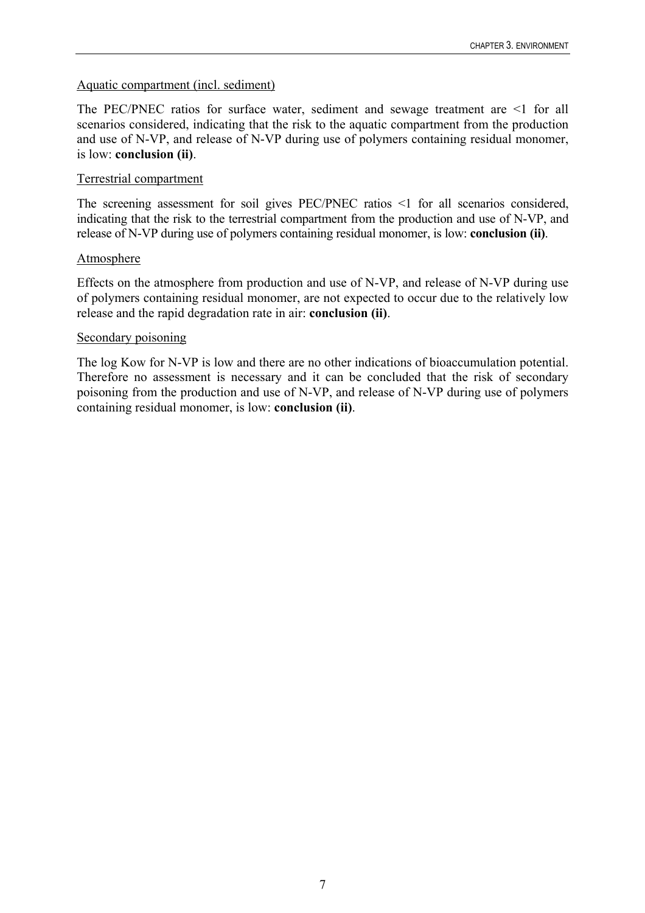Aquatic compartment (incl. sediment)

The PEC/PNEC ratios for surface water, sediment and sewage treatment are <1 for all scenarios considered, indicating that the risk to the aquatic compartment from the production and use of N-VP, and release of N-VP during use of polymers containing residual monomer, is low: **conclusion (ii)**.

Terrestrial compartment

The screening assessment for soil gives PEC/PNEC ratios <1 for all scenarios considered, indicating that the risk to the terrestrial compartment from the production and use of N-VP, and release of N-VP during use of polymers containing residual monomer, is low: **conclusion (ii)**.

Atmosphere

Effects on the atmosphere from production and use of N-VP, and release of N-VP during use of polymers containing residual monomer, are not expected to occur due to the relatively low release and the rapid degradation rate in air: **conclusion (ii)**.

Secondary poisoning

The log Kow for N-VP is low and there are no other indications of bioaccumulation potential. Therefore no assessment is necessary and it can be concluded that the risk of secondary poisoning from the production and use of N-VP, and release of N-VP during use of polymers containing residual monomer, is low: **conclusion (ii)**.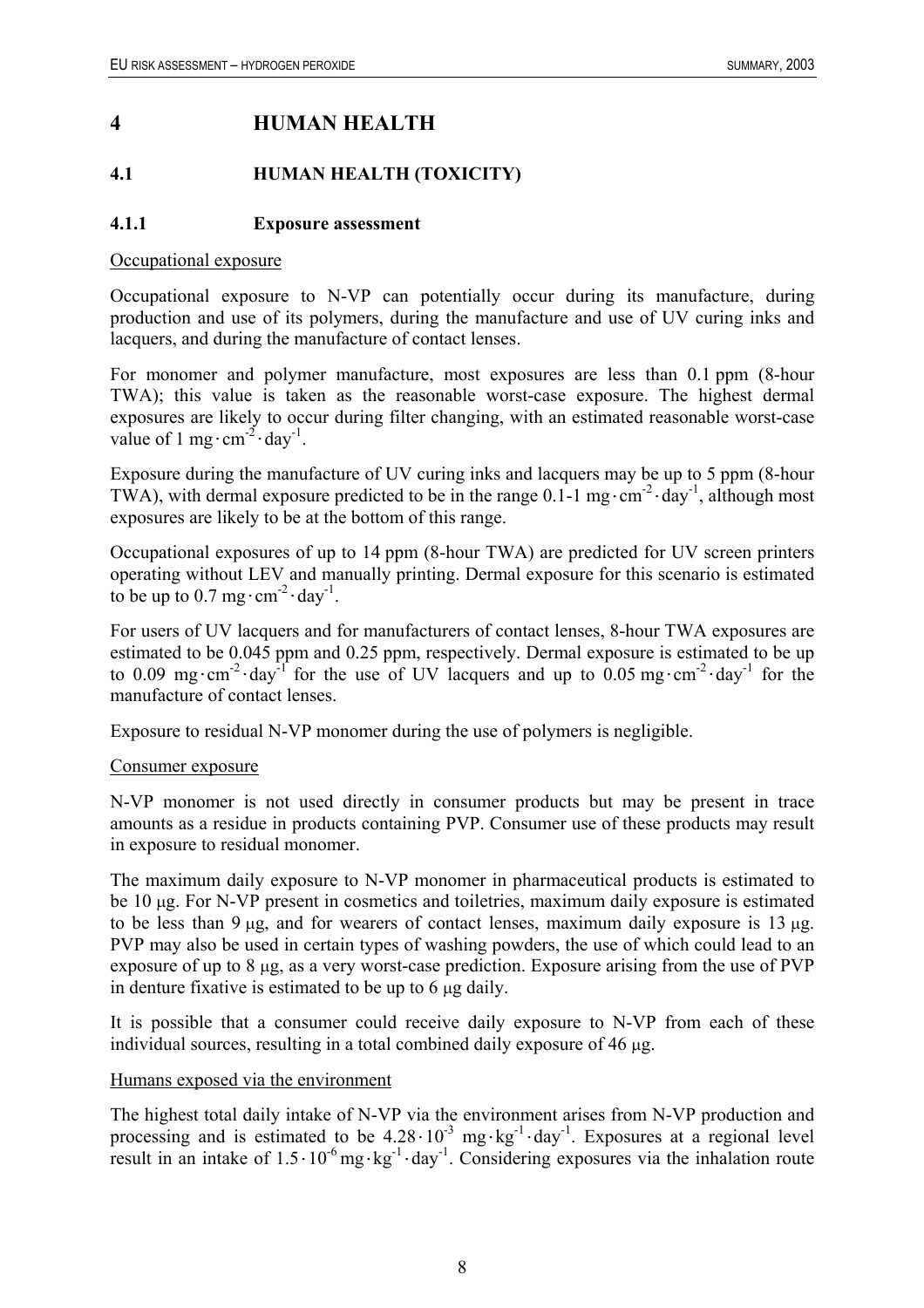# 4 HUMAN HEALTH

## 4.1 HUMAN HEALTH (TOXICITY)

### 4.1.1 Exposure assessment

Occupational exposure

Occupational exposure to N-VP can potentially occur during its manufacture, during production and use of its polymers, during the manufacture and use of UV curing inks and lacquers, and during the manufacture of contact lenses.

For monomer and polymer manufacture, most exposures are less than 0.1 ppm (8-hour TWA); this value is taken as the reasonable worst-case exposure. The highest dermal exposures are likely to occur during filter changing, with an estimated reasonable worst-case value of $1\ \text{mg} \cdot \text{cm}^{-2} \cdot \text{day}^{-1}$.

Exposure during the manufacture of UV curing inks and lacquers may be up to 5 ppm (8-hour TWA), with dermal exposure predicted to be in the range $0.1\text{-}1\ \text{mg} \cdot \text{cm}^{-2} \cdot \text{day}^{-1}$, although most exposures are likely to be at the bottom of this range.

Occupational exposures of up to 14 ppm (8-hour TWA) are predicted for UV screen printers operating without LEV and manually printing. Dermal exposure for this scenario is estimated to be up to $0.7\ \text{mg} \cdot \text{cm}^{-2} \cdot \text{day}^{-1}$.

For users of UV lacquers and for manufacturers of contact lenses, 8-hour TWA exposures are estimated to be 0.045 ppm and 0.25 ppm, respectively. Dermal exposure is estimated to be up to $0.09\ \text{mg} \cdot \text{cm}^{-2} \cdot \text{day}^{-1}$ for the use of UV lacquers and up to $0.05\ \text{mg} \cdot \text{cm}^{-2} \cdot \text{day}^{-1}$ for the manufacture of contact lenses.

Exposure to residual N-VP monomer during the use of polymers is negligible.

Consumer exposure

N-VP monomer is not used directly in consumer products but may be present in trace amounts as a residue in products containing PVP. Consumer use of these products may result in exposure to residual monomer.

The maximum daily exposure to N-VP monomer in pharmaceutical products is estimated to be 10 μg. For N-VP present in cosmetics and toiletries, maximum daily exposure is estimated to be less than 9 μg, and for wearers of contact lenses, maximum daily exposure is 13 μg. PVP may also be used in certain types of washing powders, the use of which could lead to an exposure of up to 8 μg, as a very worst-case prediction. Exposure arising from the use of PVP in denture fixative is estimated to be up to 6 μg daily.

It is possible that a consumer could receive daily exposure to N-VP from each of these individual sources, resulting in a total combined daily exposure of 46 μg.

Humans exposed via the environment

The highest total daily intake of N-VP via the environment arises from N-VP production and processing and is estimated to be $4.28 \cdot 10^{-3}\ \text{mg} \cdot \text{kg}^{-1} \cdot \text{day}^{-1}$. Exposures at a regional level result in an intake of $1.5 \cdot 10^{-6}\ \text{mg} \cdot \text{kg}^{-1} \cdot \text{day}^{-1}$. Considering exposures via the inhalation route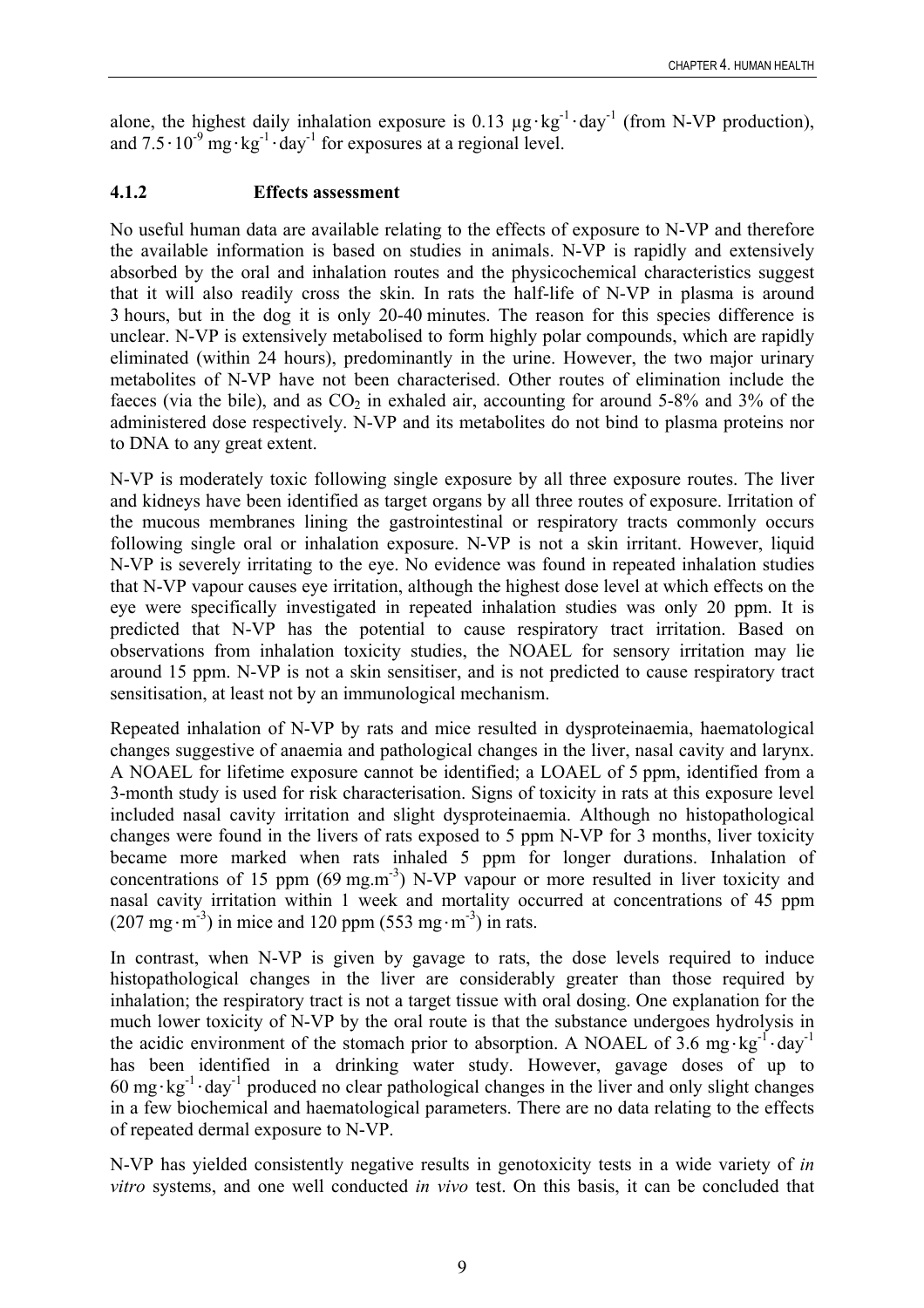alone, the highest daily inhalation exposure is 0.13 $\mu g \cdot kg^{-1} \cdot day^{-1}$ (from N-VP production), and $7.5 \cdot 10^{-9}$ $mg \cdot kg^{-1} \cdot day^{-1}$ for exposures at a regional level.

### 4.1.2 Effects assessment

No useful human data are available relating to the effects of exposure to N-VP and therefore the available information is based on studies in animals. N-VP is rapidly and extensively absorbed by the oral and inhalation routes and the physicochemical characteristics suggest that it will also readily cross the skin. In rats the half-life of N-VP in plasma is around 3 hours, but in the dog it is only 20-40 minutes. The reason for this species difference is unclear. N-VP is extensively metabolised to form highly polar compounds, which are rapidly eliminated (within 24 hours), predominantly in the urine. However, the two major urinary metabolites of N-VP have not been characterised. Other routes of elimination include the faeces (via the bile), and as $CO_2$ in exhaled air, accounting for around 5-8% and 3% of the administered dose respectively. N-VP and its metabolites do not bind to plasma proteins nor to DNA to any great extent.

N-VP is moderately toxic following single exposure by all three exposure routes. The liver and kidneys have been identified as target organs by all three routes of exposure. Irritation of the mucous membranes lining the gastrointestinal or respiratory tracts commonly occurs following single oral or inhalation exposure. N-VP is not a skin irritant. However, liquid N-VP is severely irritating to the eye. No evidence was found in repeated inhalation studies that N-VP vapour causes eye irritation, although the highest dose level at which effects on the eye were specifically investigated in repeated inhalation studies was only 20 ppm. It is predicted that N-VP has the potential to cause respiratory tract irritation. Based on observations from inhalation toxicity studies, the NOAEL for sensory irritation may lie around 15 ppm. N-VP is not a skin sensitiser, and is not predicted to cause respiratory tract sensitisation, at least not by an immunological mechanism.

Repeated inhalation of N-VP by rats and mice resulted in dysproteinaemia, haematological changes suggestive of anaemia and pathological changes in the liver, nasal cavity and larynx. A NOAEL for lifetime exposure cannot be identified; a LOAEL of 5 ppm, identified from a 3-month study is used for risk characterisation. Signs of toxicity in rats at this exposure level included nasal cavity irritation and slight dysproteinaemia. Although no histopathological changes were found in the livers of rats exposed to 5 ppm N-VP for 3 months, liver toxicity became more marked when rats inhaled 5 ppm for longer durations. Inhalation of concentrations of 15 ppm (69 $mg.m^{-3}$) N-VP vapour or more resulted in liver toxicity and nasal cavity irritation within 1 week and mortality occurred at concentrations of 45 ppm (207 $mg \cdot m^{-3}$) in mice and 120 ppm (553 $mg \cdot m^{-3}$) in rats.

In contrast, when N-VP is given by gavage to rats, the dose levels required to induce histopathological changes in the liver are considerably greater than those required by inhalation; the respiratory tract is not a target tissue with oral dosing. One explanation for the much lower toxicity of N-VP by the oral route is that the substance undergoes hydrolysis in the acidic environment of the stomach prior to absorption. A NOAEL of 3.6 $mg \cdot kg^{-1} \cdot day^{-1}$ has been identified in a drinking water study. However, gavage doses of up to 60 $mg \cdot kg^{-1} \cdot day^{-1}$ produced no clear pathological changes in the liver and only slight changes in a few biochemical and haematological parameters. There are no data relating to the effects of repeated dermal exposure to N-VP.

N-VP has yielded consistently negative results in genotoxicity tests in a wide variety of *in vitro* systems, and one well conducted *in vivo* test. On this basis, it can be concluded that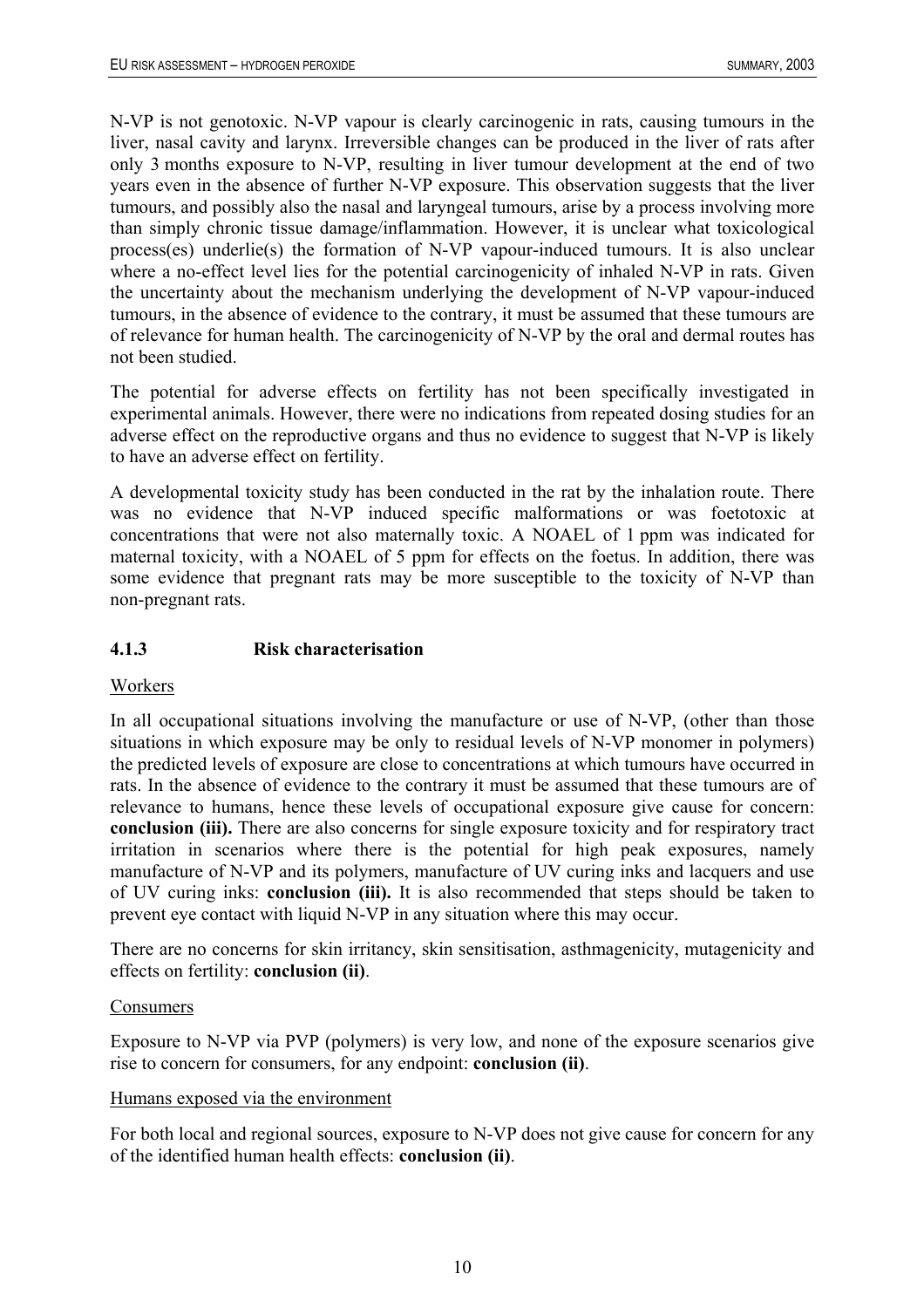N-VP is not genotoxic. N-VP vapour is clearly carcinogenic in rats, causing tumours in the liver, nasal cavity and larynx. Irreversible changes can be produced in the liver of rats after only 3 months exposure to N-VP, resulting in liver tumour development at the end of two years even in the absence of further N-VP exposure. This observation suggests that the liver tumours, and possibly also the nasal and laryngeal tumours, arise by a process involving more than simply chronic tissue damage/inflammation. However, it is unclear what toxicological process(es) underlie(s) the formation of N-VP vapour-induced tumours. It is also unclear where a no-effect level lies for the potential carcinogenicity of inhaled N-VP in rats. Given the uncertainty about the mechanism underlying the development of N-VP vapour-induced tumours, in the absence of evidence to the contrary, it must be assumed that these tumours are of relevance for human health. The carcinogenicity of N-VP by the oral and dermal routes has not been studied.

The potential for adverse effects on fertility has not been specifically investigated in experimental animals. However, there were no indications from repeated dosing studies for an adverse effect on the reproductive organs and thus no evidence to suggest that N-VP is likely to have an adverse effect on fertility.

A developmental toxicity study has been conducted in the rat by the inhalation route. There was no evidence that N-VP induced specific malformations or was foetotoxic at concentrations that were not also maternally toxic. A NOAEL of 1 ppm was indicated for maternal toxicity, with a NOAEL of 5 ppm for effects on the foetus. In addition, there was some evidence that pregnant rats may be more susceptible to the toxicity of N-VP than non-pregnant rats.

### 4.1.3 Risk characterisation

Workers

In all occupational situations involving the manufacture or use of N-VP, (other than those situations in which exposure may be only to residual levels of N-VP monomer in polymers) the predicted levels of exposure are close to concentrations at which tumours have occurred in rats. In the absence of evidence to the contrary it must be assumed that these tumours are of relevance to humans, hence these levels of occupational exposure give cause for concern: **conclusion (iii).** There are also concerns for single exposure toxicity and for respiratory tract irritation in scenarios where there is the potential for high peak exposures, namely manufacture of N-VP and its polymers, manufacture of UV curing inks and lacquers and use of UV curing inks: **conclusion (iii).** It is also recommended that steps should be taken to prevent eye contact with liquid N-VP in any situation where this may occur.

There are no concerns for skin irritancy, skin sensitisation, asthmagenicity, mutagenicity and effects on fertility: **conclusion (ii)**.

Consumers

Exposure to N-VP via PVP (polymers) is very low, and none of the exposure scenarios give rise to concern for consumers, for any endpoint: **conclusion (ii)**.

Humans exposed via the environment

For both local and regional sources, exposure to N-VP does not give cause for concern for any of the identified human health effects: **conclusion (ii)**.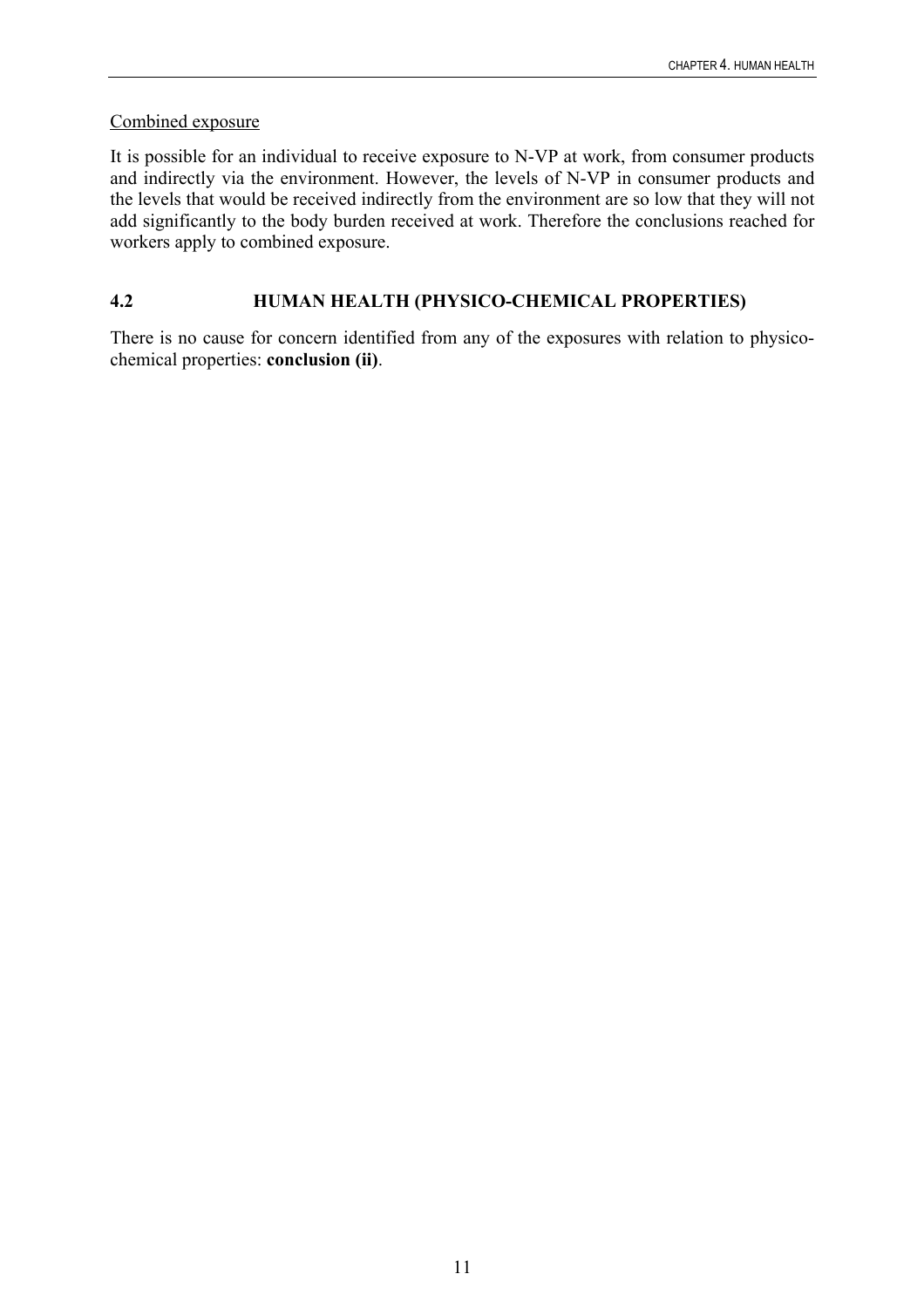Combined exposure

It is possible for an individual to receive exposure to N-VP at work, from consumer products and indirectly via the environment. However, the levels of N-VP in consumer products and the levels that would be received indirectly from the environment are so low that they will not add significantly to the body burden received at work. Therefore the conclusions reached for workers apply to combined exposure.

## 4.2 HUMAN HEALTH (PHYSICO-CHEMICAL PROPERTIES)

There is no cause for concern identified from any of the exposures with relation to physico-chemical properties: **conclusion (ii)**.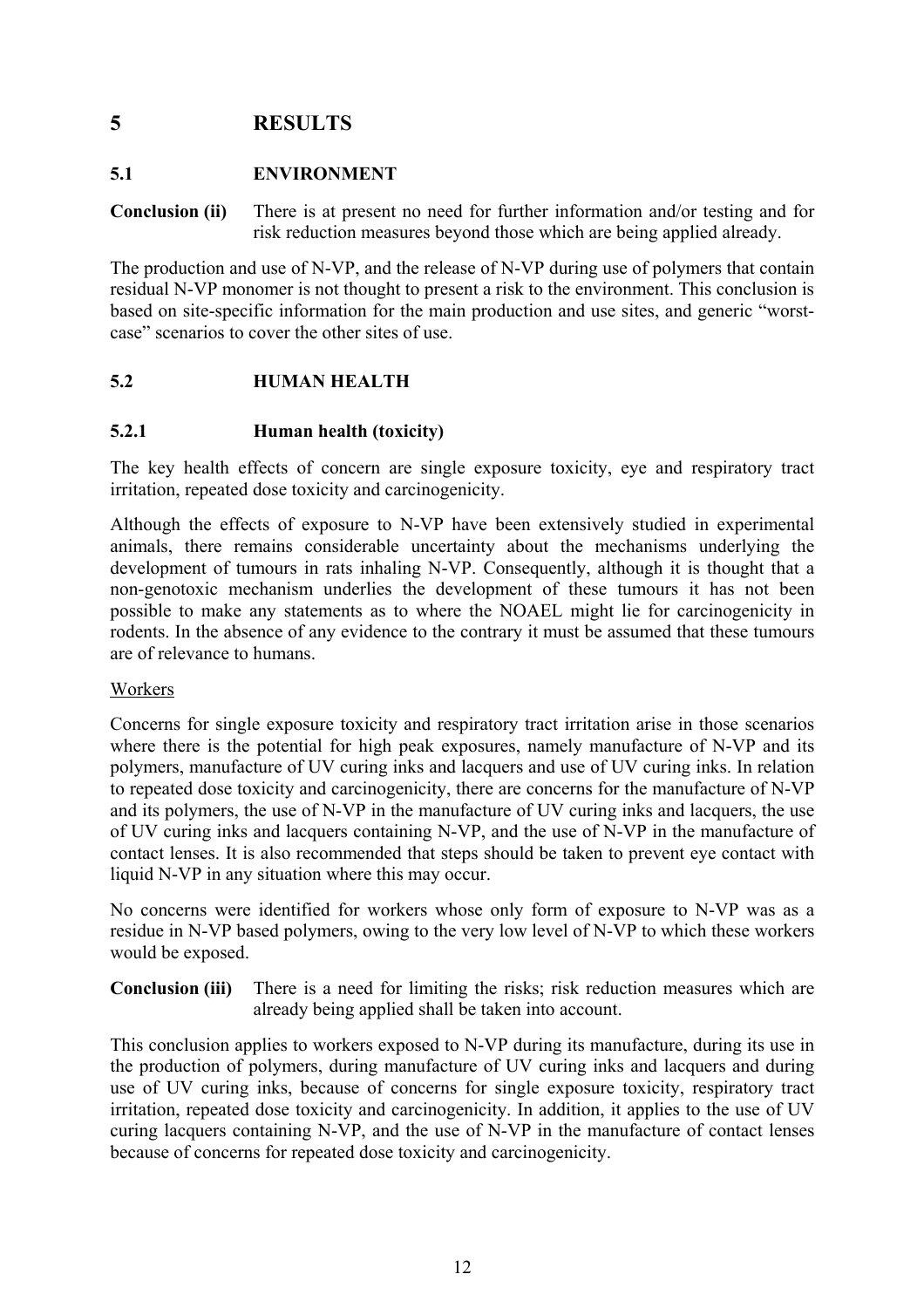# 5 RESULTS

## 5.1 ENVIRONMENT

**Conclusion (ii)** There is at present no need for further information and/or testing and for risk reduction measures beyond those which are being applied already.

The production and use of N-VP, and the release of N-VP during use of polymers that contain residual N-VP monomer is not thought to present a risk to the environment. This conclusion is based on site-specific information for the main production and use sites, and generic "worst-case" scenarios to cover the other sites of use.

## 5.2 HUMAN HEALTH

### 5.2.1 Human health (toxicity)

The key health effects of concern are single exposure toxicity, eye and respiratory tract irritation, repeated dose toxicity and carcinogenicity.

Although the effects of exposure to N-VP have been extensively studied in experimental animals, there remains considerable uncertainty about the mechanisms underlying the development of tumours in rats inhaling N-VP. Consequently, although it is thought that a non-genotoxic mechanism underlies the development of these tumours it has not been possible to make any statements as to where the NOAEL might lie for carcinogenicity in rodents. In the absence of any evidence to the contrary it must be assumed that these tumours are of relevance to humans.

Workers

Concerns for single exposure toxicity and respiratory tract irritation arise in those scenarios where there is the potential for high peak exposures, namely manufacture of N-VP and its polymers, manufacture of UV curing inks and lacquers and use of UV curing inks. In relation to repeated dose toxicity and carcinogenicity, there are concerns for the manufacture of N-VP and its polymers, the use of N-VP in the manufacture of UV curing inks and lacquers, the use of UV curing inks and lacquers containing N-VP, and the use of N-VP in the manufacture of contact lenses. It is also recommended that steps should be taken to prevent eye contact with liquid N-VP in any situation where this may occur.

No concerns were identified for workers whose only form of exposure to N-VP was as a residue in N-VP based polymers, owing to the very low level of N-VP to which these workers would be exposed.

**Conclusion (iii)** There is a need for limiting the risks; risk reduction measures which are already being applied shall be taken into account.

This conclusion applies to workers exposed to N-VP during its manufacture, during its use in the production of polymers, during manufacture of UV curing inks and lacquers and during use of UV curing inks, because of concerns for single exposure toxicity, respiratory tract irritation, repeated dose toxicity and carcinogenicity. In addition, it applies to the use of UV curing lacquers containing N-VP, and the use of N-VP in the manufacture of contact lenses because of concerns for repeated dose toxicity and carcinogenicity.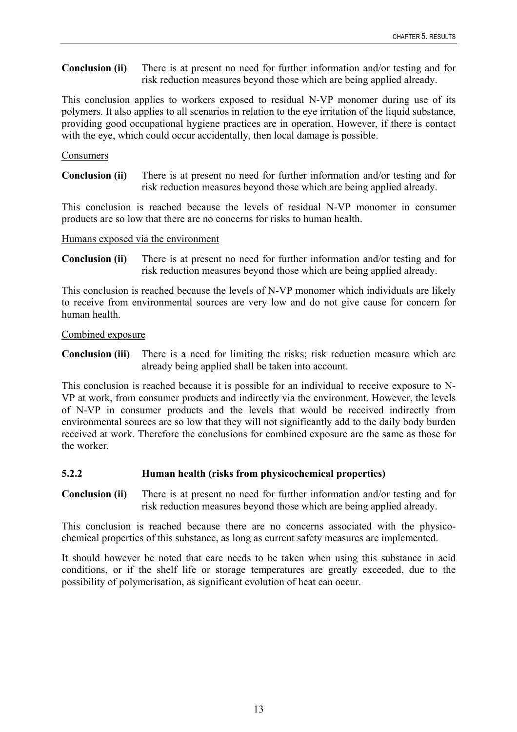**Conclusion (ii)** There is at present no need for further information and/or testing and for risk reduction measures beyond those which are being applied already.

This conclusion applies to workers exposed to residual N-VP monomer during use of its polymers. It also applies to all scenarios in relation to the eye irritation of the liquid substance, providing good occupational hygiene practices are in operation. However, if there is contact with the eye, which could occur accidentally, then local damage is possible.

Consumers

**Conclusion (ii)** There is at present no need for further information and/or testing and for risk reduction measures beyond those which are being applied already.

This conclusion is reached because the levels of residual N-VP monomer in consumer products are so low that there are no concerns for risks to human health.

Humans exposed via the environment

**Conclusion (ii)** There is at present no need for further information and/or testing and for risk reduction measures beyond those which are being applied already.

This conclusion is reached because the levels of N-VP monomer which individuals are likely to receive from environmental sources are very low and do not give cause for concern for human health.

Combined exposure

**Conclusion (iii)** There is a need for limiting the risks; risk reduction measure which are already being applied shall be taken into account.

This conclusion is reached because it is possible for an individual to receive exposure to N-VP at work, from consumer products and indirectly via the environment. However, the levels of N-VP in consumer products and the levels that would be received indirectly from environmental sources are so low that they will not significantly add to the daily body burden received at work. Therefore the conclusions for combined exposure are the same as those for the worker.

### 5.2.2 Human health (risks from physicochemical properties)

**Conclusion (ii)** There is at present no need for further information and/or testing and for risk reduction measures beyond those which are being applied already.

This conclusion is reached because there are no concerns associated with the physico-chemical properties of this substance, as long as current safety measures are implemented.

It should however be noted that care needs to be taken when using this substance in acid conditions, or if the shelf life or storage temperatures are greatly exceeded, due to the possibility of polymerisation, as significant evolution of heat can occur.